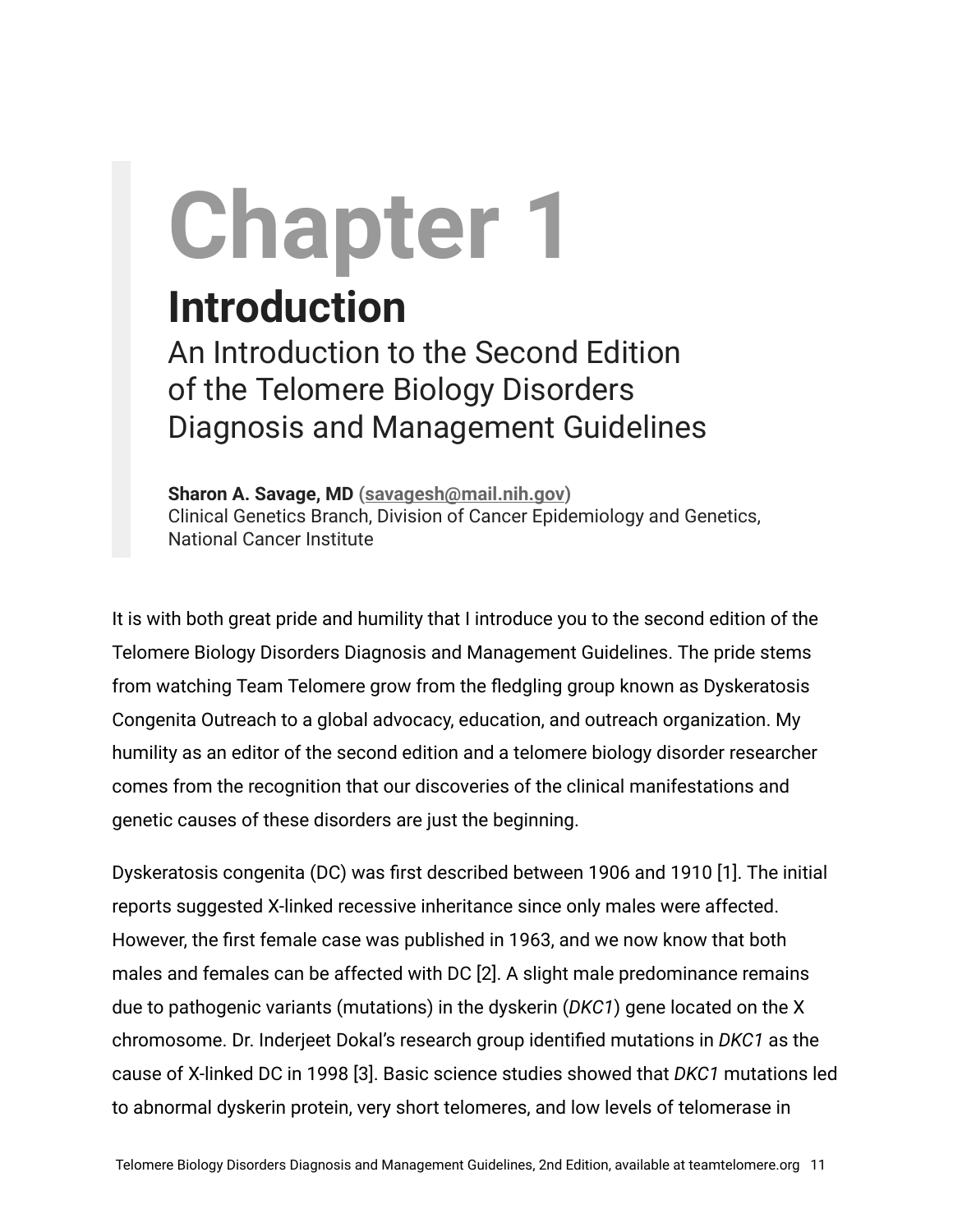# Chapter 1

## Introduction

### An Introduction to the Second Edition of the Telomere Biology Disorders Diagnosis and Management Guidelines

**Sharon A. Savage, MD (savagesh@mail.nih.gov)**
Clinical Genetics Branch, Division of Cancer Epidemiology and Genetics, National Cancer Institute

It is with both great pride and humility that I introduce you to the second edition of the Telomere Biology Disorders Diagnosis and Management Guidelines. The pride stems from watching Team Telomere grow from the fledgling group known as Dyskeratosis Congenita Outreach to a global advocacy, education, and outreach organization. My humility as an editor of the second edition and a telomere biology disorder researcher comes from the recognition that our discoveries of the clinical manifestations and genetic causes of these disorders are just the beginning.

Dyskeratosis congenita (DC) was first described between 1906 and 1910 [1]. The initial reports suggested X-linked recessive inheritance since only males were affected. However, the first female case was published in 1963, and we now know that both males and females can be affected with DC [2]. A slight male predominance remains due to pathogenic variants (mutations) in the dyskerin (*DKC1*) gene located on the X chromosome. Dr. Inderjeet Dokal's research group identified mutations in *DKC1* as the cause of X-linked DC in 1998 [3]. Basic science studies showed that *DKC1* mutations led to abnormal dyskerin protein, very short telomeres, and low levels of telomerase in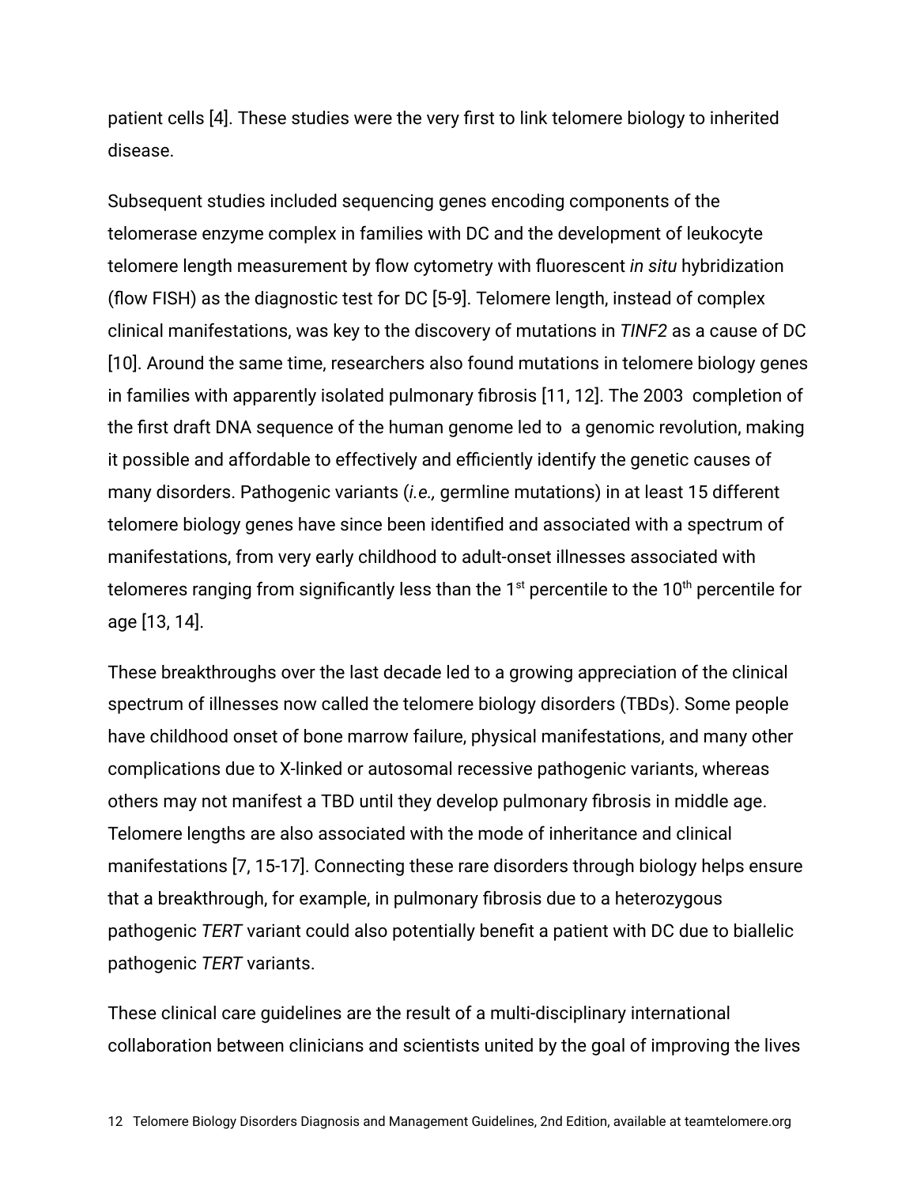patient cells [4]. These studies were the very first to link telomere biology to inherited disease.

Subsequent studies included sequencing genes encoding components of the telomerase enzyme complex in families with DC and the development of leukocyte telomere length measurement by flow cytometry with fluorescent *in situ* hybridization (flow FISH) as the diagnostic test for DC [5-9]. Telomere length, instead of complex clinical manifestations, was key to the discovery of mutations in *TINF2* as a cause of DC [10]. Around the same time, researchers also found mutations in telomere biology genes in families with apparently isolated pulmonary fibrosis [11, 12]. The 2003 completion of the first draft DNA sequence of the human genome led to a genomic revolution, making it possible and affordable to effectively and efficiently identify the genetic causes of many disorders. Pathogenic variants (*i.e.,* germline mutations) in at least 15 different telomere biology genes have since been identified and associated with a spectrum of manifestations, from very early childhood to adult-onset illnesses associated with telomeres ranging from significantly less than the 1st percentile to the 10th percentile for age [13, 14].

These breakthroughs over the last decade led to a growing appreciation of the clinical spectrum of illnesses now called the telomere biology disorders (TBDs). Some people have childhood onset of bone marrow failure, physical manifestations, and many other complications due to X-linked or autosomal recessive pathogenic variants, whereas others may not manifest a TBD until they develop pulmonary fibrosis in middle age. Telomere lengths are also associated with the mode of inheritance and clinical manifestations [7, 15-17]. Connecting these rare disorders through biology helps ensure that a breakthrough, for example, in pulmonary fibrosis due to a heterozygous pathogenic *TERT* variant could also potentially benefit a patient with DC due to biallelic pathogenic *TERT* variants.

These clinical care guidelines are the result of a multi-disciplinary international collaboration between clinicians and scientists united by the goal of improving the lives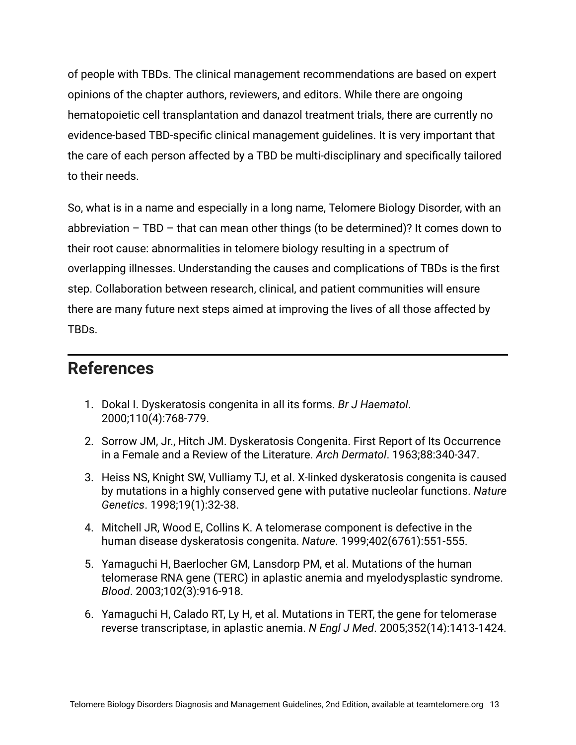of people with TBDs. The clinical management recommendations are based on expert opinions of the chapter authors, reviewers, and editors. While there are ongoing hematopoietic cell transplantation and danazol treatment trials, there are currently no evidence-based TBD-specific clinical management guidelines. It is very important that the care of each person affected by a TBD be multi-disciplinary and specifically tailored to their needs.

So, what is in a name and especially in a long name, Telomere Biology Disorder, with an abbreviation – TBD – that can mean other things (to be determined)? It comes down to their root cause: abnormalities in telomere biology resulting in a spectrum of overlapping illnesses. Understanding the causes and complications of TBDs is the first step. Collaboration between research, clinical, and patient communities will ensure there are many future next steps aimed at improving the lives of all those affected by TBDs.

## References

1. Dokal I. Dyskeratosis congenita in all its forms. *Br J Haematol*. 2000;110(4):768-779.
2. Sorrow JM, Jr., Hitch JM. Dyskeratosis Congenita. First Report of Its Occurrence in a Female and a Review of the Literature. *Arch Dermatol*. 1963;88:340-347.
3. Heiss NS, Knight SW, Vulliamy TJ, et al. X-linked dyskeratosis congenita is caused by mutations in a highly conserved gene with putative nucleolar functions. *Nature Genetics*. 1998;19(1):32-38.
4. Mitchell JR, Wood E, Collins K. A telomerase component is defective in the human disease dyskeratosis congenita. *Nature*. 1999;402(6761):551-555.
5. Yamaguchi H, Baerlocher GM, Lansdorp PM, et al. Mutations of the human telomerase RNA gene (TERC) in aplastic anemia and myelodysplastic syndrome. *Blood*. 2003;102(3):916-918.
6. Yamaguchi H, Calado RT, Ly H, et al. Mutations in TERT, the gene for telomerase reverse transcriptase, in aplastic anemia. *N Engl J Med*. 2005;352(14):1413-1424.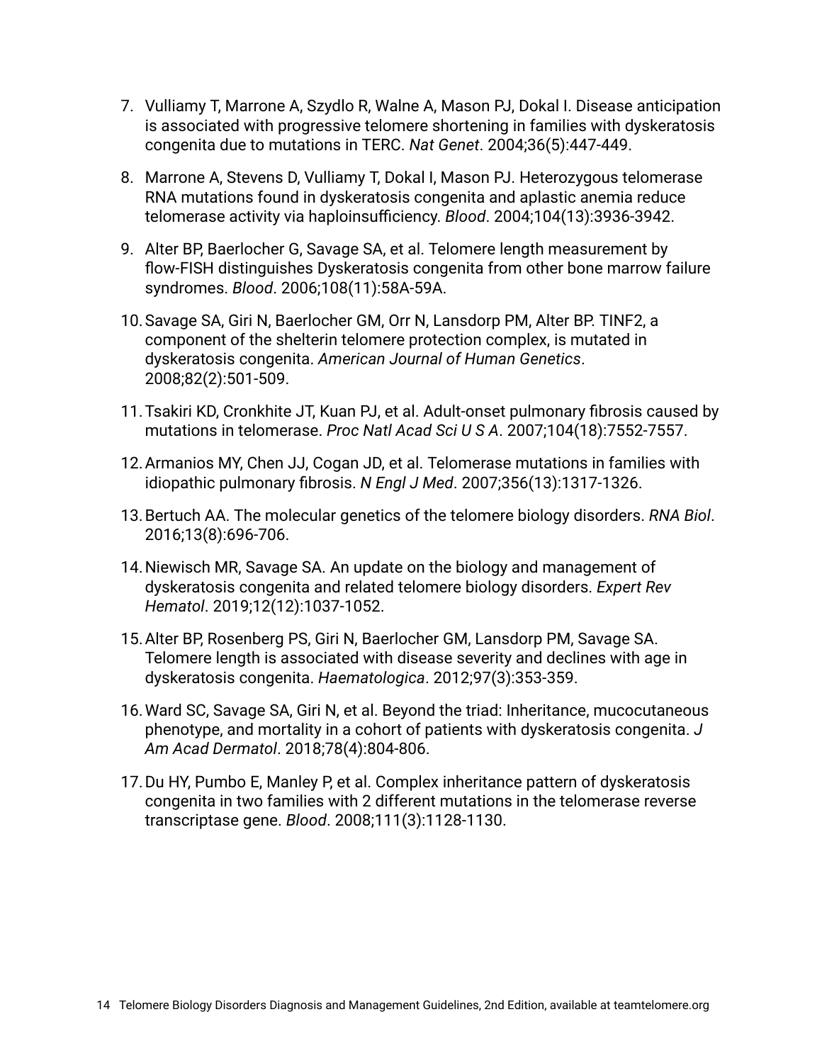7. Vulliamy T, Marrone A, Szydlo R, Walne A, Mason PJ, Dokal I. Disease anticipation is associated with progressive telomere shortening in families with dyskeratosis congenita due to mutations in TERC. *Nat Genet*. 2004;36(5):447-449.
8. Marrone A, Stevens D, Vulliamy T, Dokal I, Mason PJ. Heterozygous telomerase RNA mutations found in dyskeratosis congenita and aplastic anemia reduce telomerase activity via haploinsufficiency. *Blood*. 2004;104(13):3936-3942.
9. Alter BP, Baerlocher G, Savage SA, et al. Telomere length measurement by flow-FISH distinguishes Dyskeratosis congenita from other bone marrow failure syndromes. *Blood*. 2006;108(11):58A-59A.
10. Savage SA, Giri N, Baerlocher GM, Orr N, Lansdorp PM, Alter BP. TINF2, a component of the shelterin telomere protection complex, is mutated in dyskeratosis congenita. *American Journal of Human Genetics*. 2008;82(2):501-509.
11. Tsakiri KD, Cronkhite JT, Kuan PJ, et al. Adult-onset pulmonary fibrosis caused by mutations in telomerase. *Proc Natl Acad Sci U S A*. 2007;104(18):7552-7557.
12. Armanios MY, Chen JJ, Cogan JD, et al. Telomerase mutations in families with idiopathic pulmonary fibrosis. *N Engl J Med*. 2007;356(13):1317-1326.
13. Bertuch AA. The molecular genetics of the telomere biology disorders. *RNA Biol*. 2016;13(8):696-706.
14. Niewisch MR, Savage SA. An update on the biology and management of dyskeratosis congenita and related telomere biology disorders. *Expert Rev Hematol*. 2019;12(12):1037-1052.
15. Alter BP, Rosenberg PS, Giri N, Baerlocher GM, Lansdorp PM, Savage SA. Telomere length is associated with disease severity and declines with age in dyskeratosis congenita. *Haematologica*. 2012;97(3):353-359.
16. Ward SC, Savage SA, Giri N, et al. Beyond the triad: Inheritance, mucocutaneous phenotype, and mortality in a cohort of patients with dyskeratosis congenita. *J Am Acad Dermatol*. 2018;78(4):804-806.
17. Du HY, Pumbo E, Manley P, et al. Complex inheritance pattern of dyskeratosis congenita in two families with 2 different mutations in the telomerase reverse transcriptase gene. *Blood*. 2008;111(3):1128-1130.